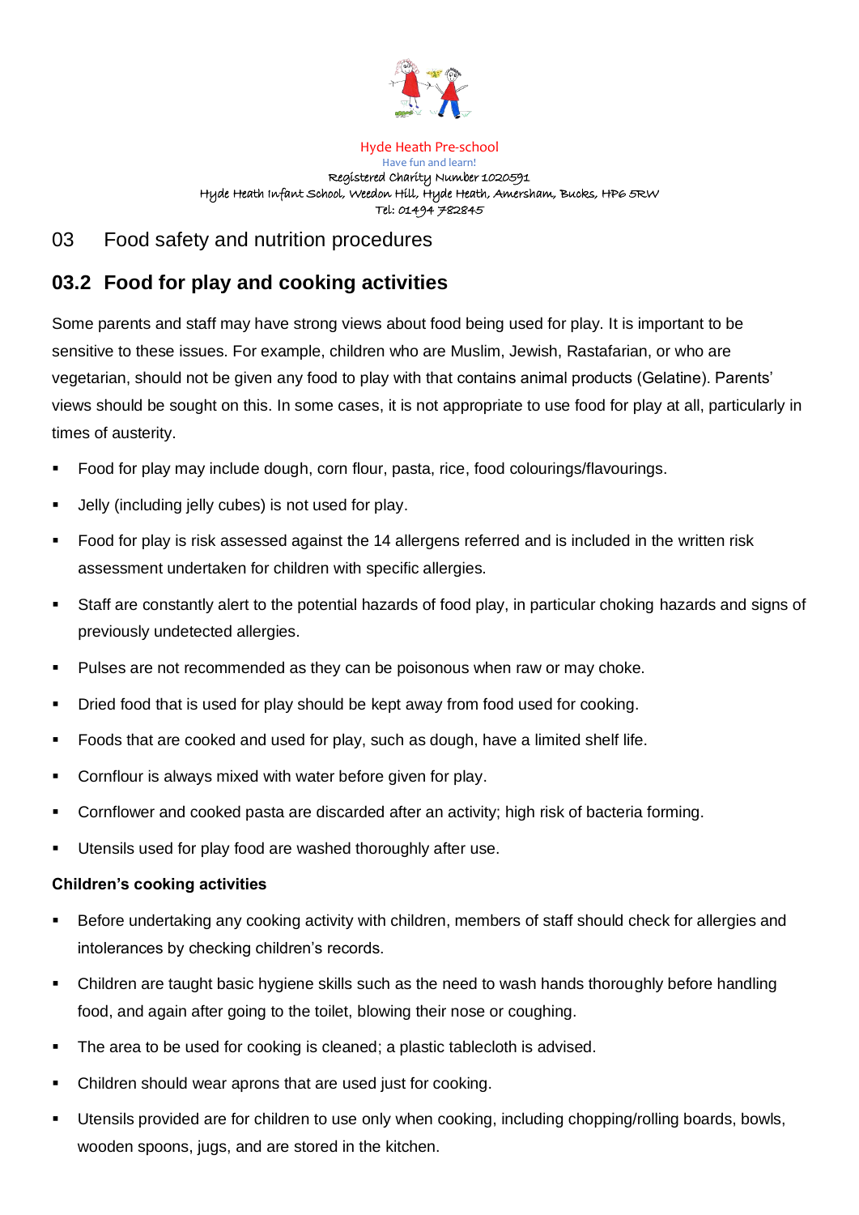Hyde Heath Pre-school
Have fun and learn!
Registered Charity Number 1020591
Hyde Heath Infant School, Weedon Hill, Hyde Heath, Amersham, Bucks, HP6 5RW
Tel: 01494 782845

# 03 Food safety and nutrition procedures

## 03.2 Food for play and cooking activities

Some parents and staff may have strong views about food being used for play. It is important to be sensitive to these issues. For example, children who are Muslim, Jewish, Rastafarian, or who are vegetarian, should not be given any food to play with that contains animal products (Gelatine). Parents' views should be sought on this. In some cases, it is not appropriate to use food for play at all, particularly in times of austerity.

- Food for play may include dough, corn flour, pasta, rice, food colourings/flavourings.
- Jelly (including jelly cubes) is not used for play.
- Food for play is risk assessed against the 14 allergens referred and is included in the written risk assessment undertaken for children with specific allergies.
- Staff are constantly alert to the potential hazards of food play, in particular choking hazards and signs of previously undetected allergies.
- Pulses are not recommended as they can be poisonous when raw or may choke.
- Dried food that is used for play should be kept away from food used for cooking.
- Foods that are cooked and used for play, such as dough, have a limited shelf life.
- Cornflour is always mixed with water before given for play.
- Cornflower and cooked pasta are discarded after an activity; high risk of bacteria forming.
- Utensils used for play food are washed thoroughly after use.

**Children's cooking activities**

- Before undertaking any cooking activity with children, members of staff should check for allergies and intolerances by checking children's records.
- Children are taught basic hygiene skills such as the need to wash hands thoroughly before handling food, and again after going to the toilet, blowing their nose or coughing.
- The area to be used for cooking is cleaned; a plastic tablecloth is advised.
- Children should wear aprons that are used just for cooking.
- Utensils provided are for children to use only when cooking, including chopping/rolling boards, bowls, wooden spoons, jugs, and are stored in the kitchen.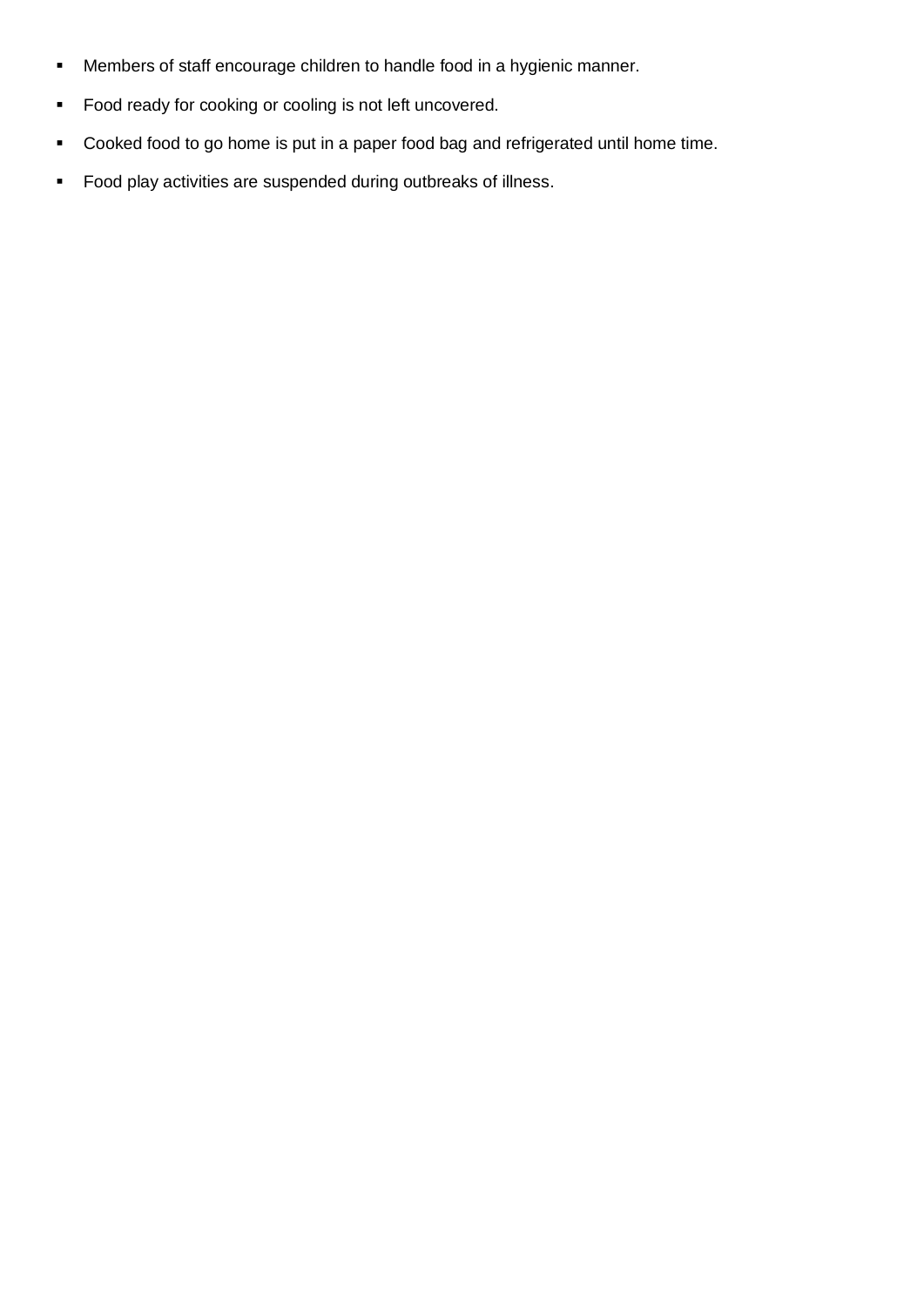- Members of staff encourage children to handle food in a hygienic manner.
- Food ready for cooking or cooling is not left uncovered.
- Cooked food to go home is put in a paper food bag and refrigerated until home time.
- Food play activities are suspended during outbreaks of illness.